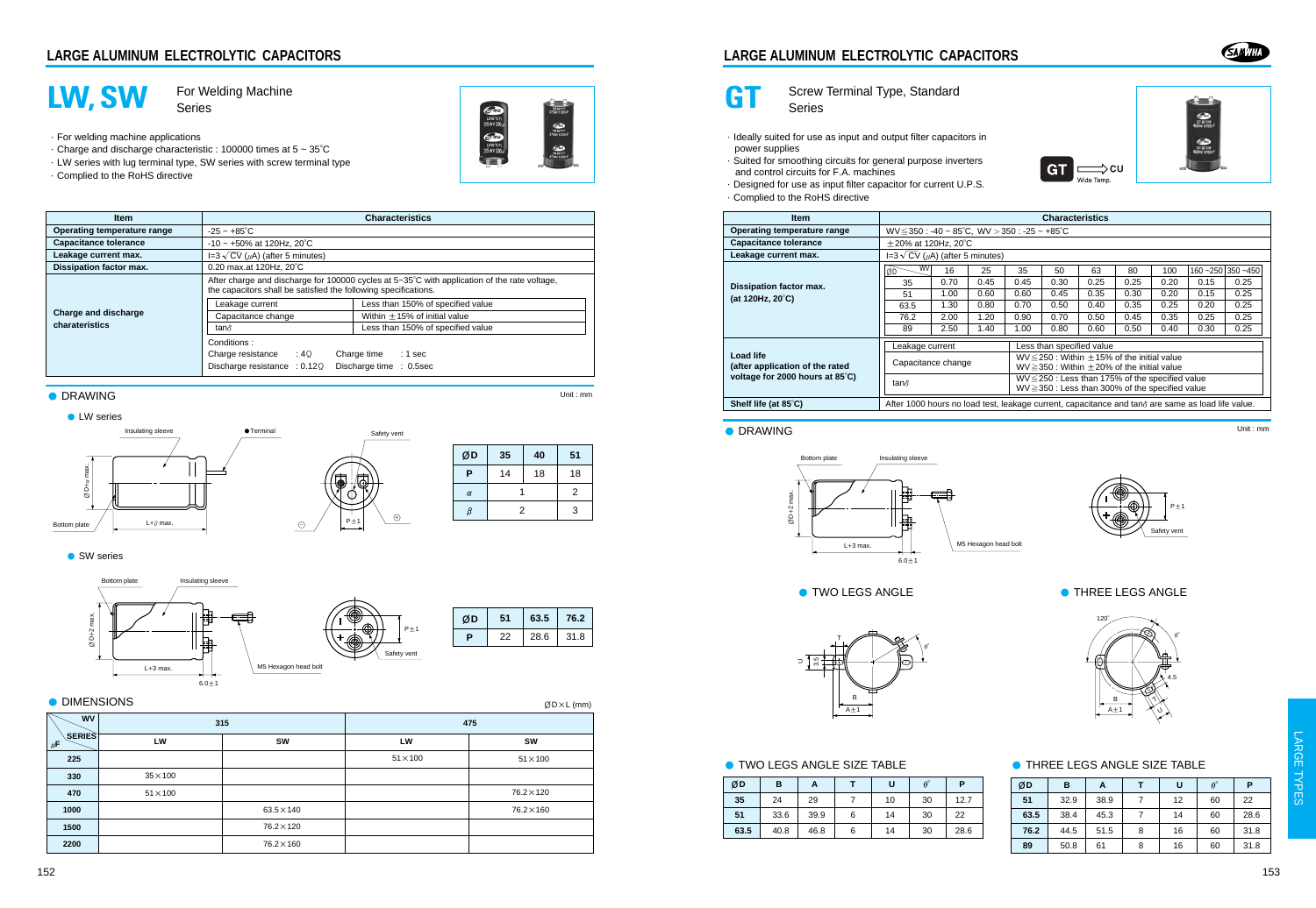## LARGE ALUMINUM ELECTROLYTIC CAPACITORS

# LW, SW

For Welding Machine Series

- · For welding machine applications
- · Charge and discharge characteristic : 100000 times at 5 ~ 35˚C
- · LW series with lug terminal type, SW series with screw terminal type
- · Complied to the RoHS directive

| Item | Characteristics |
|---|---|
| Operating temperature range | -25 ~ +85˚C |
| Capacitance tolerance | -10 ~ +50% at 120Hz, 20˚C |
| Leakage current max. | $I=3\sqrt{CV}$ ($\mu$A) (after 5 minutes) |
| Dissipation factor max. | 0.20 max.at 120Hz, 20˚C |
| Charge and discharge charateristics | After charge and discharge for 100000 cycles at 5~35˚C with application of the rate voltage, the capacitors shall be satisfied the following specifications.<br>Leakage current: Less than 150% of specified value<br>Capacitance change: Within ±15% of initial value<br>tanδ: Less than 150% of specified value<br>Conditions :<br>Charge resistance : 4Ω Charge time : 1 sec<br>Discharge resistance : 0.12Ω Discharge time : 0.5sec |

### DRAWING

Unit : mm

LW series

| ØD | 35 | 40 | 51 |
|---|---|---|---|
| P | 14 | 18 | 18 |
| α | 1 | | 2 |
| β | 2 | | 3 |

SW series

| ØD | 51 | 63.5 | 76.2 |
|---|---|---|---|
| P | 22 | 28.6 | 31.8 |

### DIMENSIONS

ØD×L (mm)

| WV / SERIES ($\mu$F) | 315 LW | 315 SW | 475 LW | 475 SW |
|---|---|---|---|---|
| 225 | | | 51×100 | 51×100 |
| 330 | 35×100 | | | |
| 470 | 51×100 | | | 76.2×120 |
| 1000 | | 63.5×140 | | 76.2×160 |
| 1500 | | 76.2×120 | | |
| 2200 | | 76.2×160 | | |

## LARGE ALUMINUM ELECTROLYTIC CAPACITORS

# GT

Screw Terminal Type, Standard Series

- · Ideally suited for use as input and output filter capacitors in power supplies
- · Suited for smoothing circuits for general purpose inverters and control circuits for F.A. machines
- · Designed for use as input filter capacitor for current U.P.S.
- · Complied to the RoHS directive

GT ⟹ CU Wide Temp.

| Item | Characteristics |
|---|---|
| Operating temperature range | WV≦350 : -40 ~ 85˚C, WV＞350 : -25 ~ +85˚C |
| Capacitance tolerance | ±20% at 120Hz, 20˚C |
| Leakage current max. | $I=3\sqrt{CV}$ ($\mu$A) (after 5 minutes) |
| Load life (after application of the rated voltage for 2000 hours at 85˚C) | Leakage current: Less than specified value<br>Capacitance change: WV≦250 : Within ±15% of the initial value; WV≧350 : Within ±20% of the initial value<br>tanδ: WV≦250 : Less than 175% of the specified value; WV≧350 : Less than 300% of the specified value |
| Shelf life (at 85˚C) | After 1000 hours no load test, leakage current, capacitance and tanδ are same as load life value. |

Dissipation factor max. (at 120Hz, 20˚C)

| ØD \ WV | 16 | 25 | 35 | 50 | 63 | 80 | 100 | 160 ~250 | 350 ~450 |
|---|---|---|---|---|---|---|---|---|---|
| 35 | 0.70 | 0.45 | 0.45 | 0.30 | 0.25 | 0.25 | 0.20 | 0.15 | 0.25 |
| 51 | 1.00 | 0.60 | 0.60 | 0.45 | 0.35 | 0.30 | 0.20 | 0.15 | 0.25 |
| 63.5 | 1.30 | 0.80 | 0.70 | 0.50 | 0.40 | 0.35 | 0.25 | 0.20 | 0.25 |
| 76.2 | 2.00 | 1.20 | 0.90 | 0.70 | 0.50 | 0.45 | 0.35 | 0.25 | 0.25 |
| 89 | 2.50 | 1.40 | 1.00 | 0.80 | 0.60 | 0.50 | 0.40 | 0.30 | 0.25 |

### DRAWING

Unit : mm

TWO LEGS ANGLE

THREE LEGS ANGLE

### TWO LEGS ANGLE SIZE TABLE

| ØD | B | A | T | U | θ˚ | P |
|---|---|---|---|---|---|---|
| 35 | 24 | 29 | 7 | 10 | 30 | 12.7 |
| 51 | 33.6 | 39.9 | 6 | 14 | 30 | 22 |
| 63.5 | 40.8 | 46.8 | 6 | 14 | 30 | 28.6 |

### THREE LEGS ANGLE SIZE TABLE

| ØD | B | A | T | U | θ˚ | P |
|---|---|---|---|---|---|---|
| 51 | 32.9 | 38.9 | 7 | 12 | 60 | 22 |
| 63.5 | 38.4 | 45.3 | 7 | 14 | 60 | 28.6 |
| 76.2 | 44.5 | 51.5 | 8 | 16 | 60 | 31.8 |
| 89 | 50.8 | 61 | 8 | 16 | 60 | 31.8 |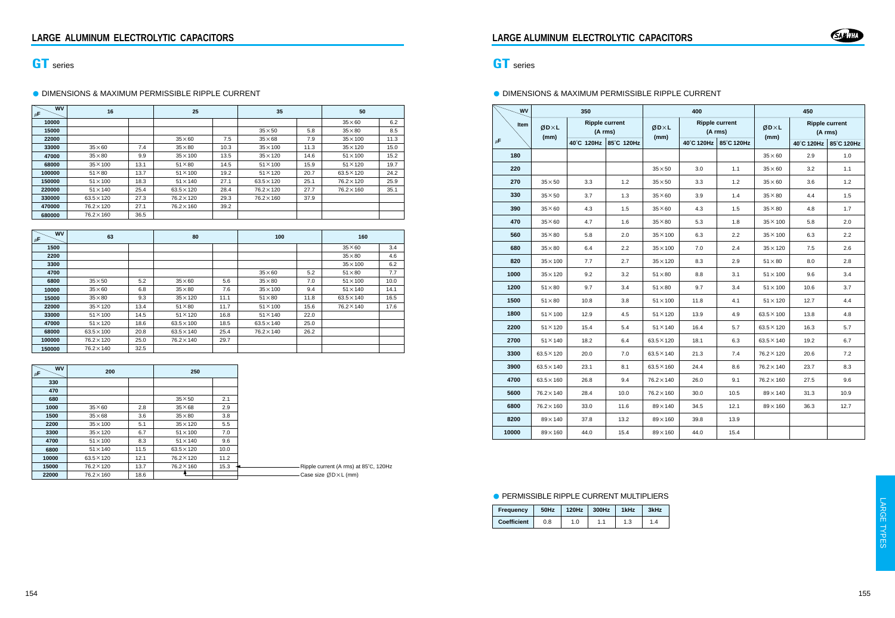# LARGE ALUMINUM ELECTROLYTIC CAPACITORS

## GT series

### DIMENSIONS & MAXIMUM PERMISSIBLE RIPPLE CURRENT

| WV / μF | 16 | | 25 | | 35 | | 50 | |
|---|---|---|---|---|---|---|---|---|
| 10000 | | | | | | | 35×60 | 6.2 |
| 15000 | | | | | 35×50 | 5.8 | 35×80 | 8.5 |
| 22000 | | | 35×60 | 7.5 | 35×68 | 7.9 | 35×100 | 11.3 |
| 33000 | 35×60 | 7.4 | 35×80 | 10.3 | 35×100 | 11.3 | 35×120 | 15.0 |
| 47000 | 35×80 | 9.9 | 35×100 | 13.5 | 35×120 | 14.6 | 51×100 | 15.2 |
| 68000 | 35×100 | 13.1 | 51×80 | 14.5 | 51×100 | 15.9 | 51×120 | 19.7 |
| 100000 | 51×80 | 13.7 | 51×100 | 19.2 | 51×120 | 20.7 | 63.5×120 | 24.2 |
| 150000 | 51×100 | 18.3 | 51×140 | 27.1 | 63.5×120 | 25.1 | 76.2×120 | 25.9 |
| 220000 | 51×140 | 25.4 | 63.5×120 | 28.4 | 76.2×120 | 27.7 | 76.2×160 | 35.1 |
| 330000 | 63.5×120 | 27.3 | 76.2×120 | 29.3 | 76.2×160 | 37.9 | | |
| 470000 | 76.2×120 | 27.1 | 76.2×160 | 39.2 | | | | |
| 680000 | 76.2×160 | 36.5 | | | | | | |

| WV / μF | 63 | | 80 | | 100 | | 160 | |
|---|---|---|---|---|---|---|---|---|
| 1500 | | | | | | | 35×60 | 3.4 |
| 2200 | | | | | | | 35×80 | 4.6 |
| 3300 | | | | | | | 35×100 | 6.2 |
| 4700 | | | | | 35×60 | 5.2 | 51×80 | 7.7 |
| 6800 | 35×50 | 5.2 | 35×60 | 5.6 | 35×80 | 7.0 | 51×100 | 10.0 |
| 10000 | 35×60 | 6.8 | 35×80 | 7.6 | 35×100 | 9.4 | 51×140 | 14.1 |
| 15000 | 35×80 | 9.3 | 35×120 | 11.1 | 51×80 | 11.8 | 63.5×140 | 16.5 |
| 22000 | 35×120 | 13.4 | 51×80 | 11.7 | 51×100 | 15.6 | 76.2×140 | 17.6 |
| 33000 | 51×100 | 14.5 | 51×120 | 16.8 | 51×140 | 22.0 | | |
| 47000 | 51×120 | 18.6 | 63.5×100 | 18.5 | 63.5×140 | 25.0 | | |
| 68000 | 63.5×100 | 20.8 | 63.5×140 | 25.4 | 76.2×140 | 26.2 | | |
| 100000 | 76.2×120 | 25.0 | 76.2×140 | 29.7 | | | | |
| 150000 | 76.2×140 | 32.5 | | | | | | |

| WV / μF | 200 | | 250 | |
|---|---|---|---|---|
| 330 | | | | |
| 470 | | | | |
| 680 | | | 35×50 | 2.1 |
| 1000 | 35×60 | 2.8 | 35×68 | 2.9 |
| 1500 | 35×68 | 3.6 | 35×80 | 3.8 |
| 2200 | 35×100 | 5.1 | 35×120 | 5.5 |
| 3300 | 35×120 | 6.7 | 51×100 | 7.0 |
| 4700 | 51×100 | 8.3 | 51×140 | 9.6 |
| 6800 | 51×140 | 11.5 | 63.5×120 | 10.0 |
| 10000 | 63.5×120 | 12.1 | 76.2×120 | 11.2 |
| 15000 | 76.2×120 | 13.7 | 76.2×160 | 15.3 |
| 22000 | 76.2×160 | 18.6 | | |

Ripple current (A rms) at 85°C, 120Hz

Case size ØD×L (mm)

### DIMENSIONS & MAXIMUM PERMISSIBLE RIPPLE CURRENT

| WV / Item / μF | 350 | | | 400 | | | 450 | | |
|---|---|---|---|---|---|---|---|---|---|
| | ØD×L (mm) | Ripple current (A rms) | | ØD×L (mm) | Ripple current (A rms) | | ØD×L (mm) | Ripple current (A rms) | |
| | | 40°C 120Hz | 85°C 120Hz | | 40°C 120Hz | 85°C 120Hz | | 40°C 120Hz | 85°C 120Hz |
| 180 | | | | | | | 35×60 | 2.9 | 1.0 |
| 220 | | | | 35×50 | 3.0 | 1.1 | 35×60 | 3.2 | 1.1 |
| 270 | 35×50 | 3.3 | 1.2 | 35×50 | 3.3 | 1.2 | 35×60 | 3.6 | 1.2 |
| 330 | 35×50 | 3.7 | 1.3 | 35×60 | 3.9 | 1.4 | 35×80 | 4.4 | 1.5 |
| 390 | 35×60 | 4.3 | 1.5 | 35×60 | 4.3 | 1.5 | 35×80 | 4.8 | 1.7 |
| 470 | 35×60 | 4.7 | 1.6 | 35×80 | 5.3 | 1.8 | 35×100 | 5.8 | 2.0 |
| 560 | 35×80 | 5.8 | 2.0 | 35×100 | 6.3 | 2.2 | 35×100 | 6.3 | 2.2 |
| 680 | 35×80 | 6.4 | 2.2 | 35×100 | 7.0 | 2.4 | 35×120 | 7.5 | 2.6 |
| 820 | 35×100 | 7.7 | 2.7 | 35×120 | 8.3 | 2.9 | 51×80 | 8.0 | 2.8 |
| 1000 | 35×120 | 9.2 | 3.2 | 51×80 | 8.8 | 3.1 | 51×100 | 9.6 | 3.4 |
| 1200 | 51×80 | 9.7 | 3.4 | 51×80 | 9.7 | 3.4 | 51×100 | 10.6 | 3.7 |
| 1500 | 51×80 | 10.8 | 3.8 | 51×100 | 11.8 | 4.1 | 51×120 | 12.7 | 4.4 |
| 1800 | 51×100 | 12.9 | 4.5 | 51×120 | 13.9 | 4.9 | 63.5×100 | 13.8 | 4.8 |
| 2200 | 51×120 | 15.4 | 5.4 | 51×140 | 16.4 | 5.7 | 63.5×120 | 16.3 | 5.7 |
| 2700 | 51×140 | 18.2 | 6.4 | 63.5×120 | 18.1 | 6.3 | 63.5×140 | 19.2 | 6.7 |
| 3300 | 63.5×120 | 20.0 | 7.0 | 63.5×140 | 21.3 | 7.4 | 76.2×120 | 20.6 | 7.2 |
| 3900 | 63.5×140 | 23.1 | 8.1 | 63.5×160 | 24.4 | 8.6 | 76.2×140 | 23.7 | 8.3 |
| 4700 | 63.5×160 | 26.8 | 9.4 | 76.2×140 | 26.0 | 9.1 | 76.2×160 | 27.5 | 9.6 |
| 5600 | 76.2×140 | 28.4 | 10.0 | 76.2×160 | 30.0 | 10.5 | 89×140 | 31.3 | 10.9 |
| 6800 | 76.2×160 | 33.0 | 11.6 | 89×140 | 34.5 | 12.1 | 89×160 | 36.3 | 12.7 |
| 8200 | 89×140 | 37.8 | 13.2 | 89×160 | 39.8 | 13.9 | | | |
| 10000 | 89×160 | 44.0 | 15.4 | 89×160 | 44.0 | 15.4 | | | |

### PERMISSIBLE RIPPLE CURRENT MULTIPLIERS

| Frequency | 50Hz | 120Hz | 300Hz | 1kHz | 3kHz |
|---|---|---|---|---|---|
| Coefficient | 0.8 | 1.0 | 1.1 | 1.3 | 1.4 |